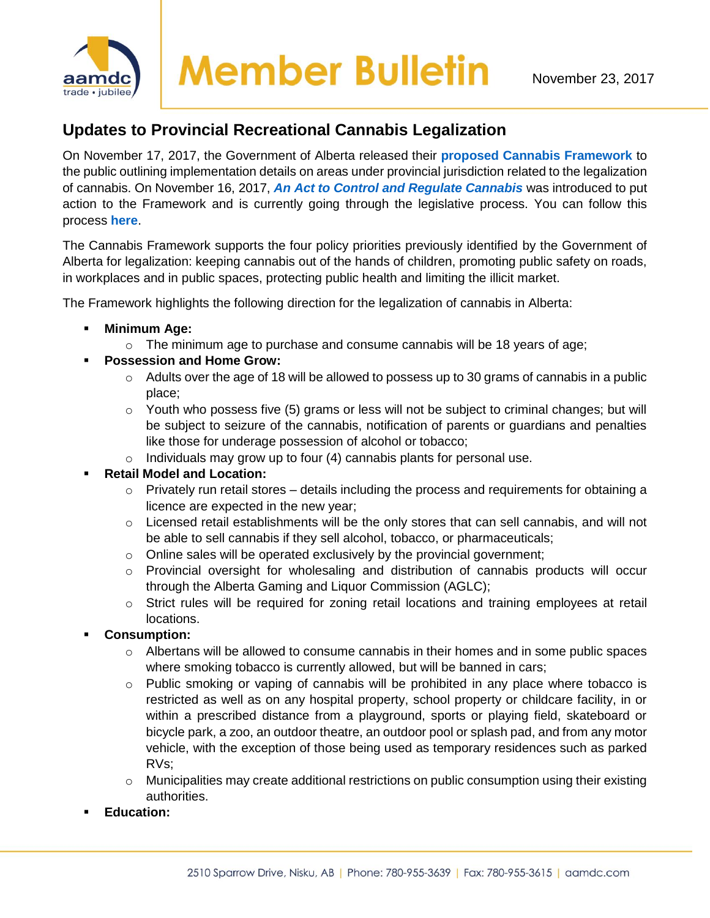# Member Bulletin

November 23, 2017

## Updates to Provincial Recreational Cannabis Legalization

On November 17, 2017, the Government of Alberta released their **proposed Cannabis Framework** to the public outlining implementation details on areas under provincial jurisdiction related to the legalization of cannabis. On November 16, 2017, ***An Act to Control and Regulate Cannabis*** was introduced to put action to the Framework and is currently going through the legislative process. You can follow this process **here**.

The Cannabis Framework supports the four policy priorities previously identified by the Government of Alberta for legalization: keeping cannabis out of the hands of children, promoting public safety on roads, in workplaces and in public spaces, protecting public health and limiting the illicit market.

The Framework highlights the following direction for the legalization of cannabis in Alberta:

- **Minimum Age:**
  - The minimum age to purchase and consume cannabis will be 18 years of age;
- **Possession and Home Grow:**
  - Adults over the age of 18 will be allowed to possess up to 30 grams of cannabis in a public place;
  - Youth who possess five (5) grams or less will not be subject to criminal changes; but will be subject to seizure of the cannabis, notification of parents or guardians and penalties like those for underage possession of alcohol or tobacco;
  - Individuals may grow up to four (4) cannabis plants for personal use.
- **Retail Model and Location:**
  - Privately run retail stores – details including the process and requirements for obtaining a licence are expected in the new year;
  - Licensed retail establishments will be the only stores that can sell cannabis, and will not be able to sell cannabis if they sell alcohol, tobacco, or pharmaceuticals;
  - Online sales will be operated exclusively by the provincial government;
  - Provincial oversight for wholesaling and distribution of cannabis products will occur through the Alberta Gaming and Liquor Commission (AGLC);
  - Strict rules will be required for zoning retail locations and training employees at retail locations.
- **Consumption:**
  - Albertans will be allowed to consume cannabis in their homes and in some public spaces where smoking tobacco is currently allowed, but will be banned in cars;
  - Public smoking or vaping of cannabis will be prohibited in any place where tobacco is restricted as well as on any hospital property, school property or childcare facility, in or within a prescribed distance from a playground, sports or playing field, skateboard or bicycle park, a zoo, an outdoor theatre, an outdoor pool or splash pad, and from any motor vehicle, with the exception of those being used as temporary residences such as parked RVs;
  - Municipalities may create additional restrictions on public consumption using their existing authorities.
- **Education:**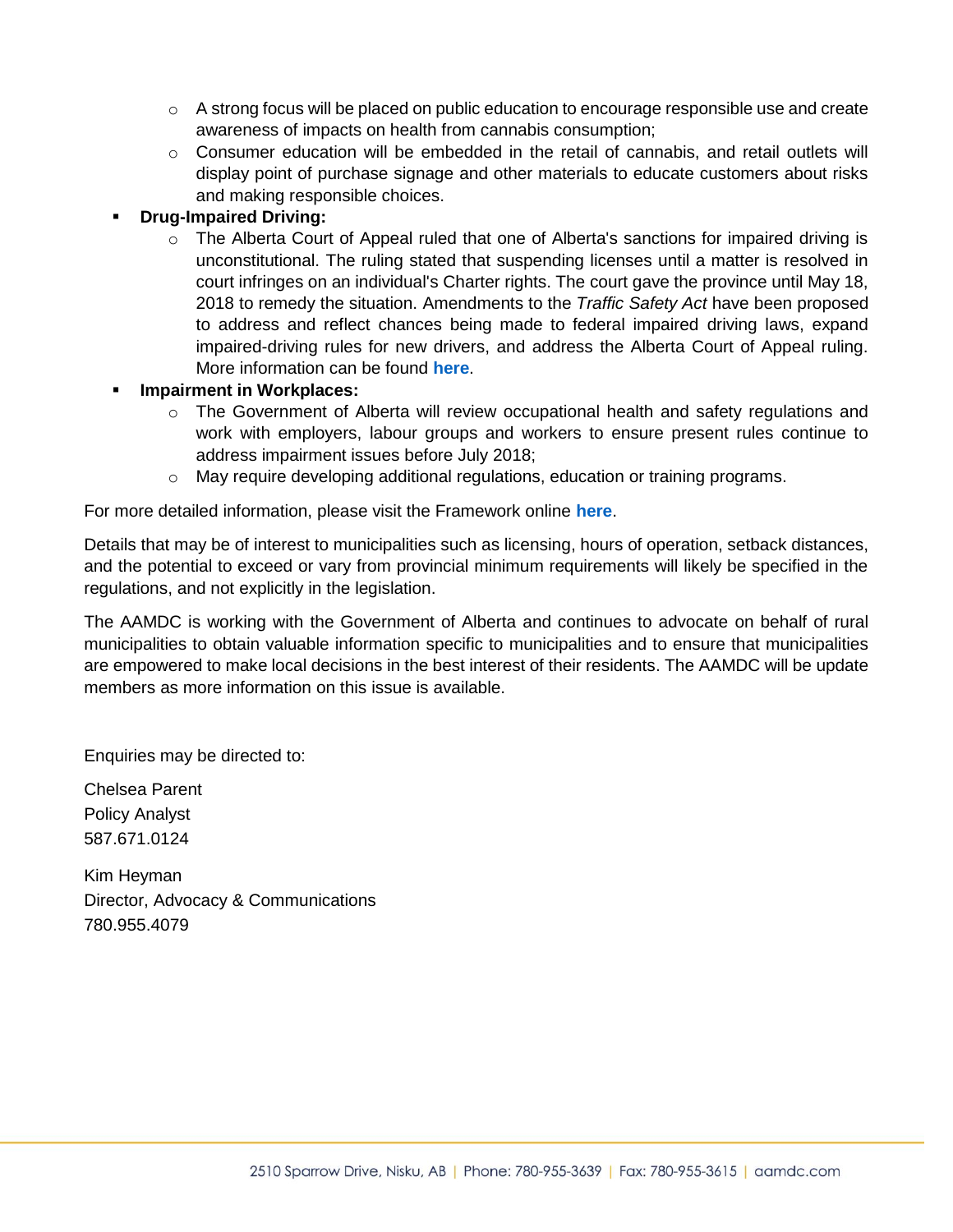- A strong focus will be placed on public education to encourage responsible use and create awareness of impacts on health from cannabis consumption;
  - Consumer education will be embedded in the retail of cannabis, and retail outlets will display point of purchase signage and other materials to educate customers about risks and making responsible choices.
- **Drug-Impaired Driving:**
  - The Alberta Court of Appeal ruled that one of Alberta's sanctions for impaired driving is unconstitutional. The ruling stated that suspending licenses until a matter is resolved in court infringes on an individual's Charter rights. The court gave the province until May 18, 2018 to remedy the situation. Amendments to the *Traffic Safety Act* have been proposed to address and reflect chances being made to federal impaired driving laws, expand impaired-driving rules for new drivers, and address the Alberta Court of Appeal ruling. More information can be found **here**.
- **Impairment in Workplaces:**
  - The Government of Alberta will review occupational health and safety regulations and work with employers, labour groups and workers to ensure present rules continue to address impairment issues before July 2018;
  - May require developing additional regulations, education or training programs.

For more detailed information, please visit the Framework online **here**.

Details that may be of interest to municipalities such as licensing, hours of operation, setback distances, and the potential to exceed or vary from provincial minimum requirements will likely be specified in the regulations, and not explicitly in the legislation.

The AAMDC is working with the Government of Alberta and continues to advocate on behalf of rural municipalities to obtain valuable information specific to municipalities and to ensure that municipalities are empowered to make local decisions in the best interest of their residents. The AAMDC will be update members as more information on this issue is available.

Enquiries may be directed to:

Chelsea Parent
Policy Analyst
587.671.0124

Kim Heyman
Director, Advocacy & Communications
780.955.4079